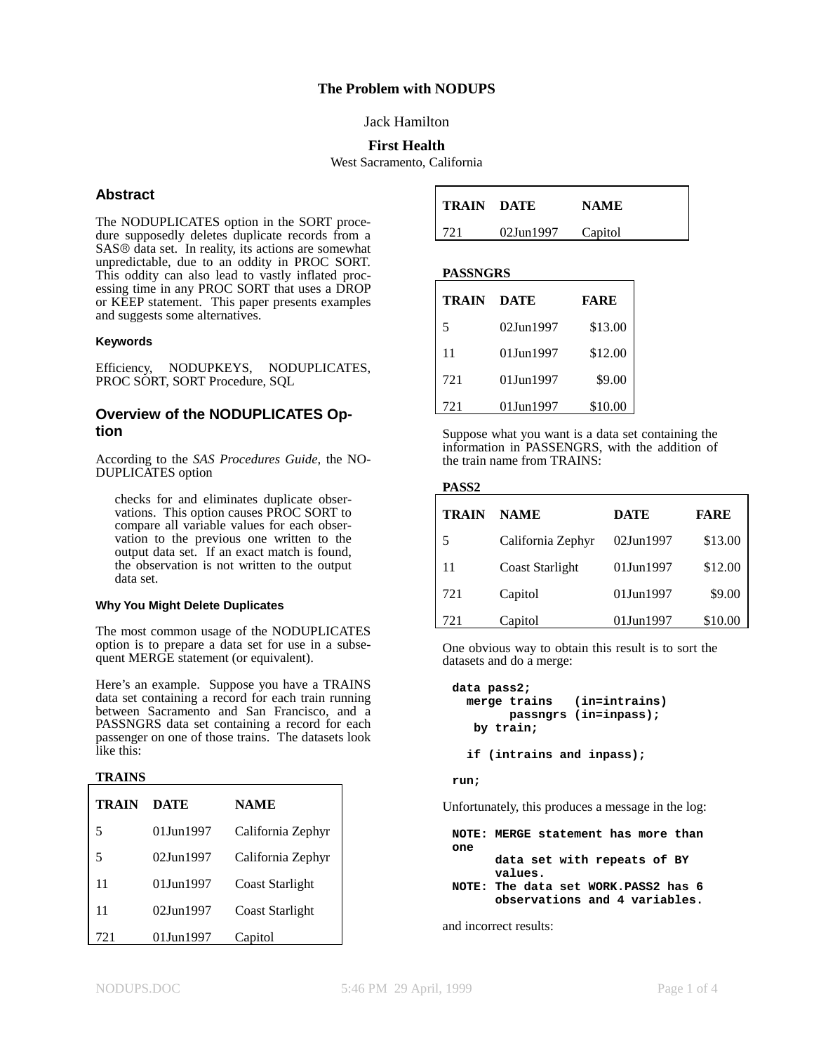# The Problem with NODUPS

Jack Hamilton

**First Health**

West Sacramento, California

## Abstract

The NODUPLICATES option in the SORT procedure supposedly deletes duplicate records from a SAS® data set. In reality, its actions are somewhat unpredictable, due to an oddity in PROC SORT. This oddity can also lead to vastly inflated processing time in any PROC SORT that uses a DROP or KEEP statement. This paper presents examples and suggests some alternatives.

#### Keywords

Efficiency, NODUPKEYS, NODUPLICATES, PROC SORT, SORT Procedure, SQL

## Overview of the NODUPLICATES Option

According to the *SAS Procedures Guide*, the NODUPLICATES option

> checks for and eliminates duplicate observations. This option causes PROC SORT to compare all variable values for each observation to the previous one written to the output data set. If an exact match is found, the observation is not written to the output data set.

#### Why You Might Delete Duplicates

The most common usage of the NODUPLICATES option is to prepare a data set for use in a subsequent MERGE statement (or equivalent).

Here's an example. Suppose you have a TRAINS data set containing a record for each train running between Sacramento and San Francisco, and a PASSNGRS data set containing a record for each passenger on one of those trains. The datasets look like this:

**TRAINS**

| TRAIN | DATE | NAME |
|---|---|---|
| 5 | 01Jun1997 | California Zephyr |
| 5 | 02Jun1997 | California Zephyr |
| 11 | 01Jun1997 | Coast Starlight |
| 11 | 02Jun1997 | Coast Starlight |
| 721 | 01Jun1997 | Capitol |
| 721 | 02Jun1997 | Capitol |

**PASSNGRS**

| TRAIN | DATE | FARE |
|---|---|---|
| 5 | 02Jun1997 | $13.00 |
| 11 | 01Jun1997 | $12.00 |
| 721 | 01Jun1997 | $9.00 |
| 721 | 01Jun1997 | $10.00 |

Suppose what you want is a data set containing the information in PASSENGRS, with the addition of the train name from TRAINS:

**PASS2**

| TRAIN | NAME | DATE | FARE |
|---|---|---|---|
| 5 | California Zephyr | 02Jun1997 | $13.00 |
| 11 | Coast Starlight | 01Jun1997 | $12.00 |
| 721 | Capitol | 01Jun1997 | $9.00 |
| 721 | Capitol | 01Jun1997 | $10.00 |

One obvious way to obtain this result is to sort the datasets and do a merge:

```
data pass2;
  merge trains   (in=intrains)
        passngrs (in=inpass);
   by train;

  if (intrains and inpass);

run;
```

Unfortunately, this produces a message in the log:

```
NOTE: MERGE statement has more than one
      data set with repeats of BY
      values.
NOTE: The data set WORK.PASS2 has 6
      observations and 4 variables.
```

and incorrect results: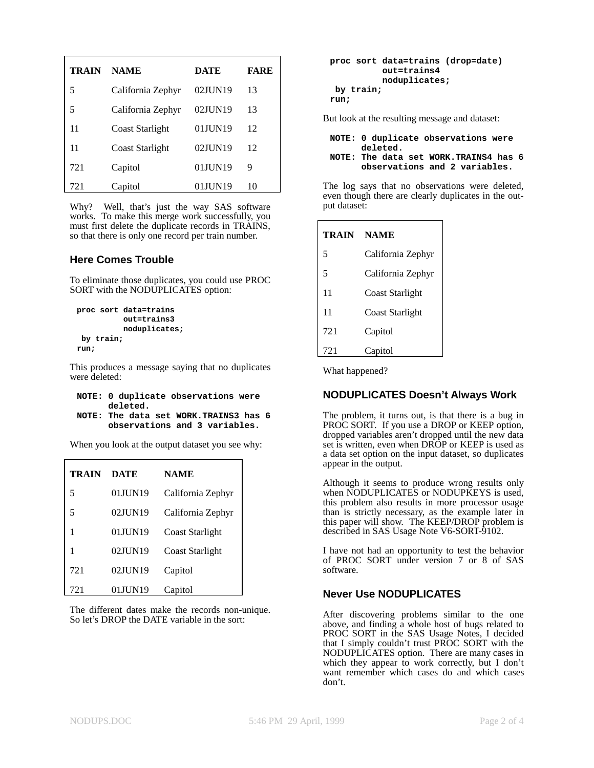| TRAIN | NAME | DATE | FARE |
|---|---|---|---|
| 5 | California Zephyr | 02JUN19 | 13 |
| 5 | California Zephyr | 02JUN19 | 13 |
| 11 | Coast Starlight | 01JUN19 | 12 |
| 11 | Coast Starlight | 02JUN19 | 12 |
| 721 | Capitol | 01JUN19 | 9 |
| 721 | Capitol | 01JUN19 | 10 |

Why? Well, that's just the way SAS software works. To make this merge work successfully, you must first delete the duplicate records in TRAINS, so that there is only one record per train number.

### Here Comes Trouble

To eliminate those duplicates, you could use PROC SORT with the NODUPLICATES option:

```
proc sort data=trains
          out=trains3
          noduplicates;
  by train;
run;
```

This produces a message saying that no duplicates were deleted:

```
NOTE: 0 duplicate observations were
      deleted.
NOTE: The data set WORK.TRAINS3 has 6
      observations and 3 variables.
```

When you look at the output dataset you see why:

| TRAIN | DATE | NAME |
|---|---|---|
| 5 | 01JUN19 | California Zephyr |
| 5 | 02JUN19 | California Zephyr |
| 1 | 01JUN19 | Coast Starlight |
| 1 | 02JUN19 | Coast Starlight |
| 721 | 02JUN19 | Capitol |
| 721 | 01JUN19 | Capitol |

The different dates make the records non-unique. So let's DROP the DATE variable in the sort:

```
proc sort data=trains (drop=date)
          out=trains4
          noduplicates;
  by train;
run;
```

But look at the resulting message and dataset:

```
NOTE: 0 duplicate observations were
      deleted.
NOTE: The data set WORK.TRAINS4 has 6
      observations and 2 variables.
```

The log says that no observations were deleted, even though there are clearly duplicates in the output dataset:

| TRAIN | NAME |
|---|---|
| 5 | California Zephyr |
| 5 | California Zephyr |
| 11 | Coast Starlight |
| 11 | Coast Starlight |
| 721 | Capitol |
| 721 | Capitol |

What happened?

### NODUPLICATES Doesn't Always Work

The problem, it turns out, is that there is a bug in PROC SORT. If you use a DROP or KEEP option, dropped variables aren't dropped until the new data set is written, even when DROP or KEEP is used as a data set option on the input dataset, so duplicates appear in the output.

Although it seems to produce wrong results only when NODUPLICATES or NODUPKEYS is used, this problem also results in more processor usage than is strictly necessary, as the example later in this paper will show. The KEEP/DROP problem is described in SAS Usage Note V6-SORT-9102.

I have not had an opportunity to test the behavior of PROC SORT under version 7 or 8 of SAS software.

### Never Use NODUPLICATES

After discovering problems similar to the one above, and finding a whole host of bugs related to PROC SORT in the SAS Usage Notes, I decided that I simply couldn't trust PROC SORT with the NODUPLICATES option. There are many cases in which they appear to work correctly, but I don't want remember which cases do and which cases don't.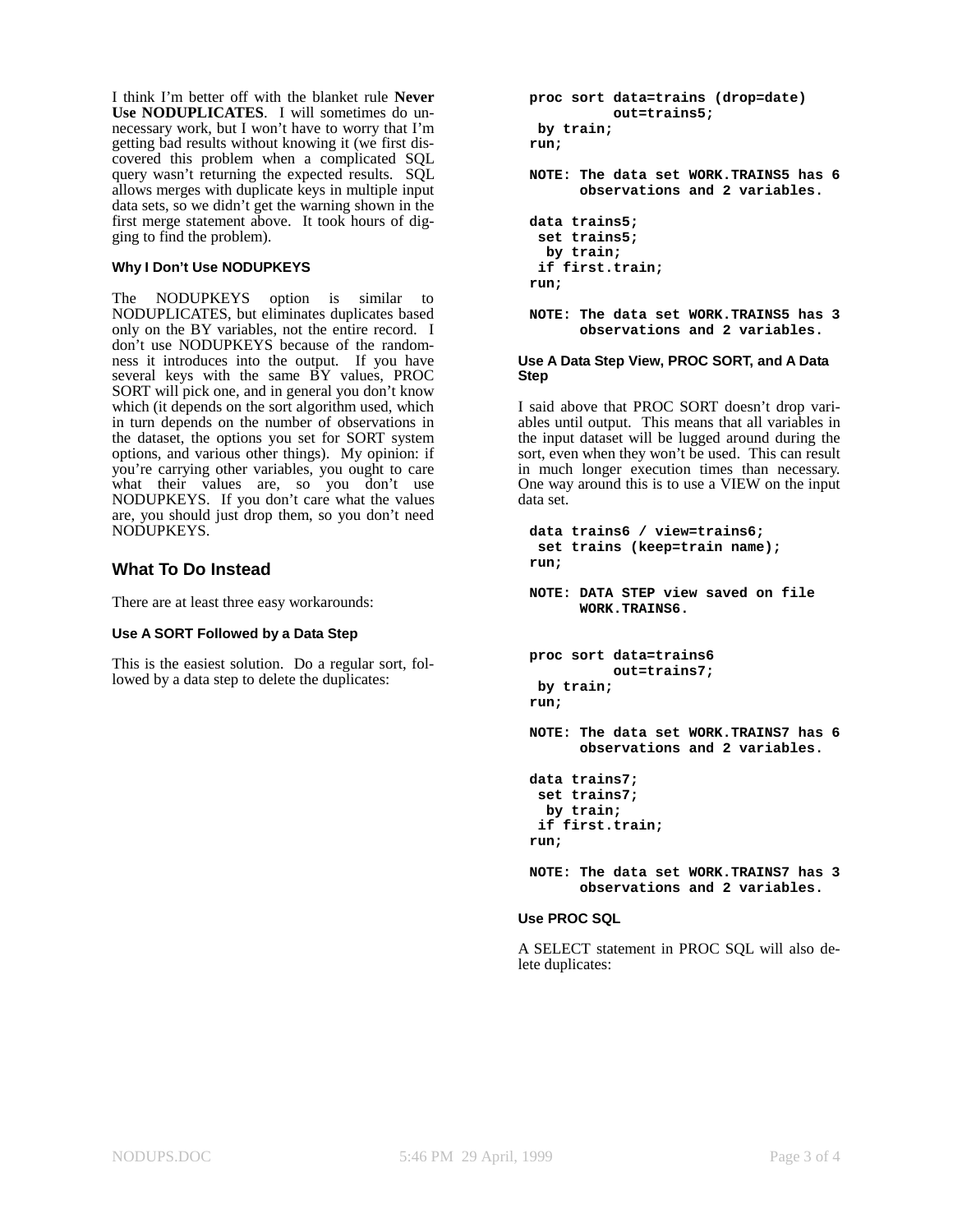I think I'm better off with the blanket rule **Never Use NODUPLICATES**. I will sometimes do unnecessary work, but I won't have to worry that I'm getting bad results without knowing it (we first discovered this problem when a complicated SQL query wasn't returning the expected results. SQL allows merges with duplicate keys in multiple input data sets, so we didn't get the warning shown in the first merge statement above. It took hours of digging to find the problem).

### Why I Don't Use NODUPKEYS

The NODUPKEYS option is similar to NODUPLICATES, but eliminates duplicates based only on the BY variables, not the entire record. I don't use NODUPKEYS because of the randomness it introduces into the output. If you have several keys with the same BY values, PROC SORT will pick one, and in general you don't know which (it depends on the sort algorithm used, which in turn depends on the number of observations in the dataset, the options you set for SORT system options, and various other things). My opinion: if you're carrying other variables, you ought to care what their values are, so you don't use NODUPKEYS. If you don't care what the values are, you should just drop them, so you don't need NODUPKEYS.

## What To Do Instead

There are at least three easy workarounds:

### Use A SORT Followed by a Data Step

This is the easiest solution. Do a regular sort, followed by a data step to delete the duplicates:

```
proc sort data=trains (drop=date)
          out=trains5;
 by train;
run;

NOTE: The data set WORK.TRAINS5 has 6
      observations and 2 variables.

data trains5;
 set trains5;
  by train;
 if first.train;
run;

NOTE: The data set WORK.TRAINS5 has 3
      observations and 2 variables.
```

### Use A Data Step View, PROC SORT, and A Data Step

I said above that PROC SORT doesn't drop variables until output. This means that all variables in the input dataset will be lugged around during the sort, even when they won't be used. This can result in much longer execution times than necessary. One way around this is to use a VIEW on the input data set.

```
data trains6 / view=trains6;
 set trains (keep=train name);
run;

NOTE: DATA STEP view saved on file
      WORK.TRAINS6.


proc sort data=trains6
          out=trains7;
 by train;
run;

NOTE: The data set WORK.TRAINS7 has 6
      observations and 2 variables.

data trains7;
 set trains7;
  by train;
 if first.train;
run;

NOTE: The data set WORK.TRAINS7 has 3
      observations and 2 variables.
```

### Use PROC SQL

A SELECT statement in PROC SQL will also delete duplicates: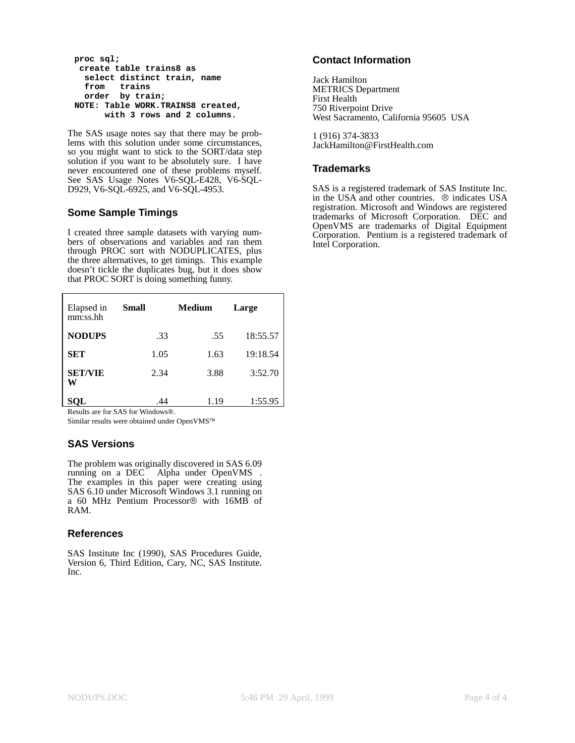```
proc sql;
 create table trains8 as
  select distinct train, name
  from   trains
  order  by train;
NOTE: Table WORK.TRAINS8 created,
      with 3 rows and 2 columns.
```

The SAS usage notes say that there may be problems with this solution under some circumstances, so you might want to stick to the SORT/data step solution if you want to be absolutely sure. I have never encountered one of these problems myself. See SAS Usage Notes V6-SQL-E428, V6-SQL-D929, V6-SQL-6925, and V6-SQL-4953.

## Some Sample Timings

I created three sample datasets with varying numbers of observations and variables and ran them through PROC sort with NODUPLICATES, plus the three alternatives, to get timings. This example doesn't tickle the duplicates bug, but it does show that PROC SORT is doing something funny.

| Elapsed in mm:ss.hh | **Small** | **Medium** | **Large** |
|---|---|---|---|
| **NODUPS** | .33 | .55 | 18:55.57 |
| **SET** | 1.05 | 1.63 | 19:18.54 |
| **SET/VIEW** | 2.34 | 3.88 | 3:52.70 |
| **SQL** | .44 | 1.19 | 1:55.95 |

Results are for SAS for Windows®.
Similar results were obtained under OpenVMS™

## SAS Versions

The problem was originally discovered in SAS 6.09 running on a DEC Alpha under OpenVMS . The examples in this paper were creating using SAS 6.10 under Microsoft Windows 3.1 running on a 60 MHz Pentium Processor® with 16MB of RAM.

## References

SAS Institute Inc (1990), SAS Procedures Guide, Version 6, Third Edition, Cary, NC, SAS Institute. Inc.

## Contact Information

Jack Hamilton
METRICS Department
First Health
750 Riverpoint Drive
West Sacramento, California 95605 USA

1 (916) 374-3833
JackHamilton@FirstHealth.com

## Trademarks

SAS is a registered trademark of SAS Institute Inc. in the USA and other countries. ® indicates USA registration. Microsoft and Windows are registered trademarks of Microsoft Corporation. DEC and OpenVMS are trademarks of Digital Equipment Corporation. Pentium is a registered trademark of Intel Corporation.